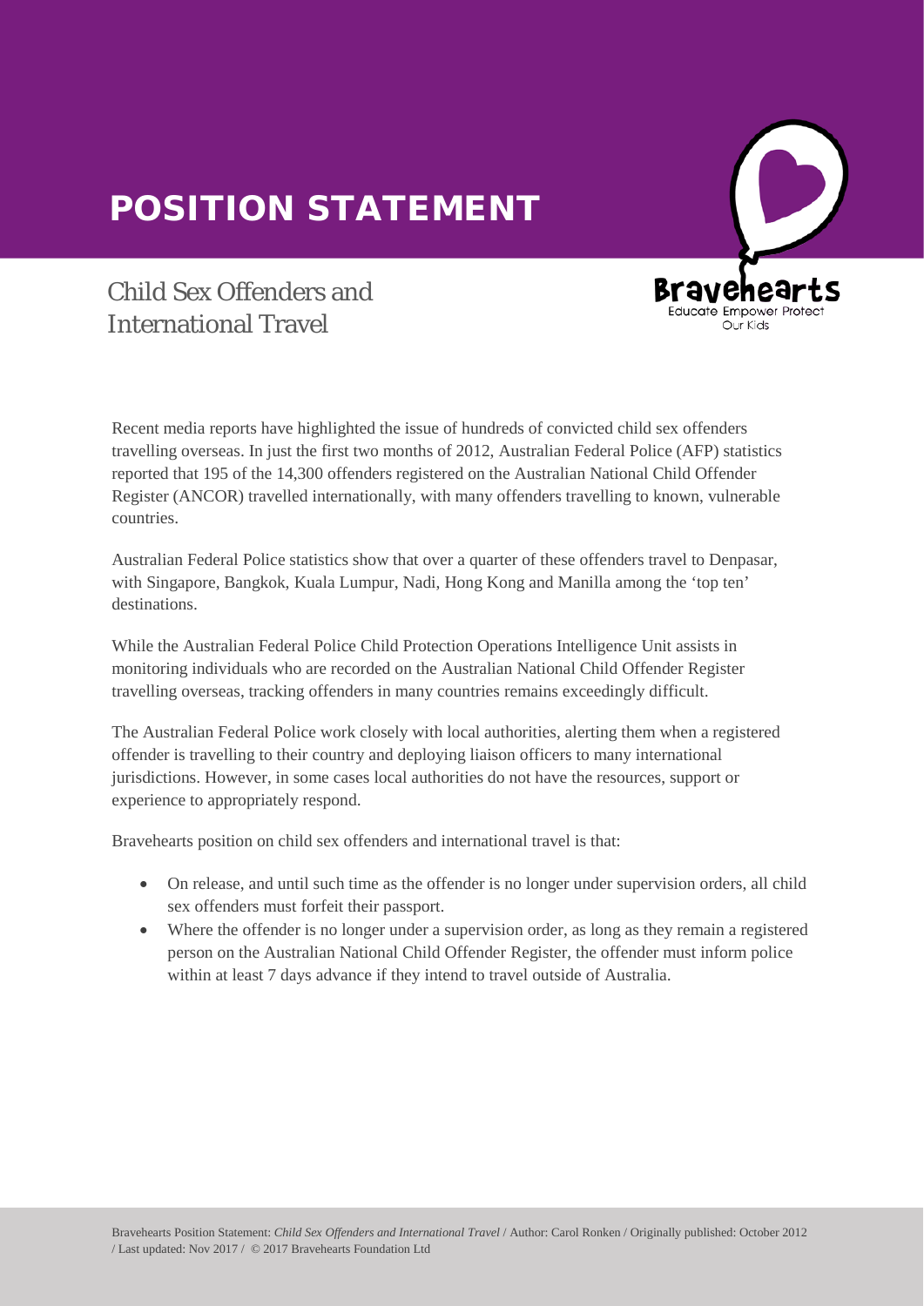# POSITION STATEMENT

## Child Sex Offenders and International Travel

Recent media reports have highlighted the issue of hundreds of convicted child sex offenders travelling overseas. In just the first two months of 2012, Australian Federal Police (AFP) statistics reported that 195 of the 14,300 offenders registered on the Australian National Child Offender Register (ANCOR) travelled internationally, with many offenders travelling to known, vulnerable countries.

Australian Federal Police statistics show that over a quarter of these offenders travel to Denpasar, with Singapore, Bangkok, Kuala Lumpur, Nadi, Hong Kong and Manilla among the 'top ten' destinations.

While the Australian Federal Police Child Protection Operations Intelligence Unit assists in monitoring individuals who are recorded on the Australian National Child Offender Register travelling overseas, tracking offenders in many countries remains exceedingly difficult.

The Australian Federal Police work closely with local authorities, alerting them when a registered offender is travelling to their country and deploying liaison officers to many international jurisdictions. However, in some cases local authorities do not have the resources, support or experience to appropriately respond.

Bravehearts position on child sex offenders and international travel is that:

- On release, and until such time as the offender is no longer under supervision orders, all child sex offenders must forfeit their passport.
- Where the offender is no longer under a supervision order, as long as they remain a registered person on the Australian National Child Offender Register, the offender must inform police within at least 7 days advance if they intend to travel outside of Australia.

Bravehearts Position Statement: *Child Sex Offenders and International Travel* / Author: Carol Ronken / Originally published: October 2012 / Last updated: Nov 2017 / © 2017 Bravehearts Foundation Ltd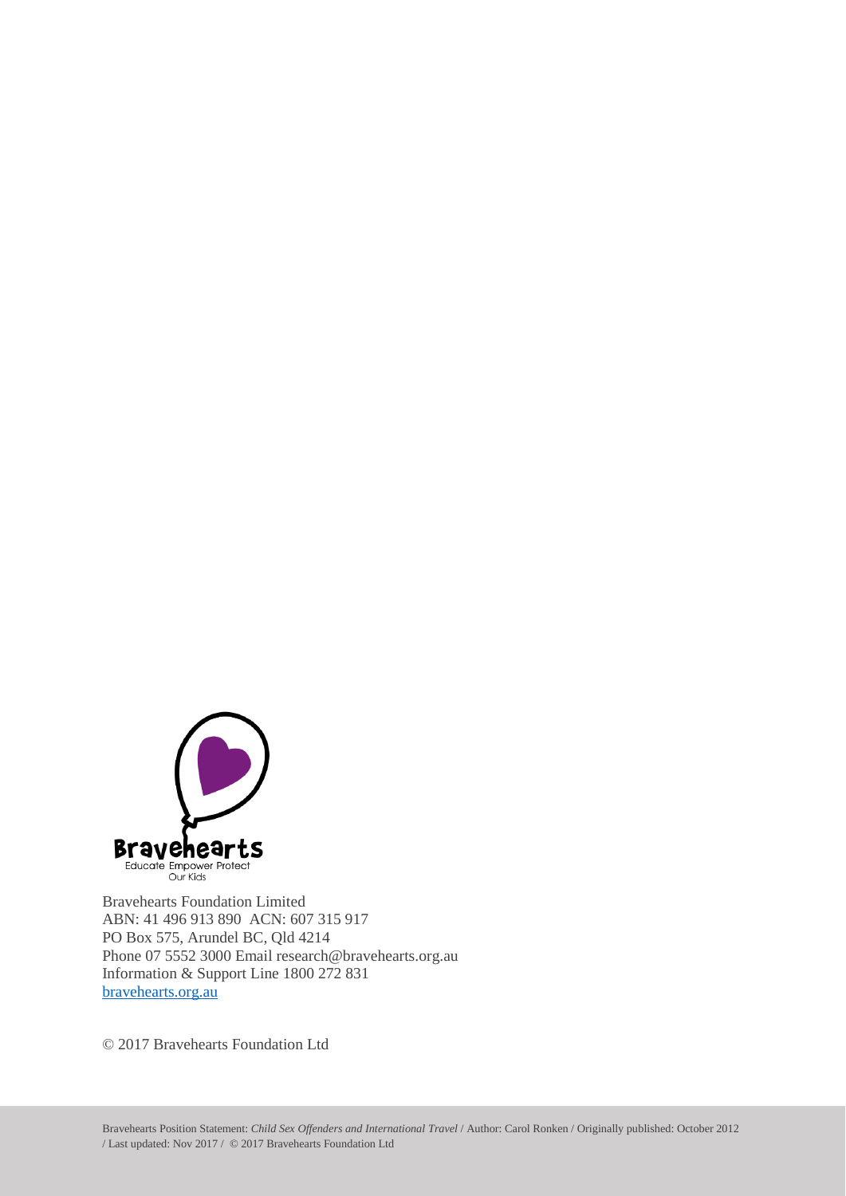Bravehearts

Educate Empower Protect Our Kids

Bravehearts Foundation Limited
ABN: 41 496 913 890 ACN: 607 315 917
PO Box 575, Arundel BC, Qld 4214
Phone 07 5552 3000 Email research@bravehearts.org.au
Information & Support Line 1800 272 831
[bravehearts.org.au](https://bravehearts.org.au)

© 2017 Bravehearts Foundation Ltd